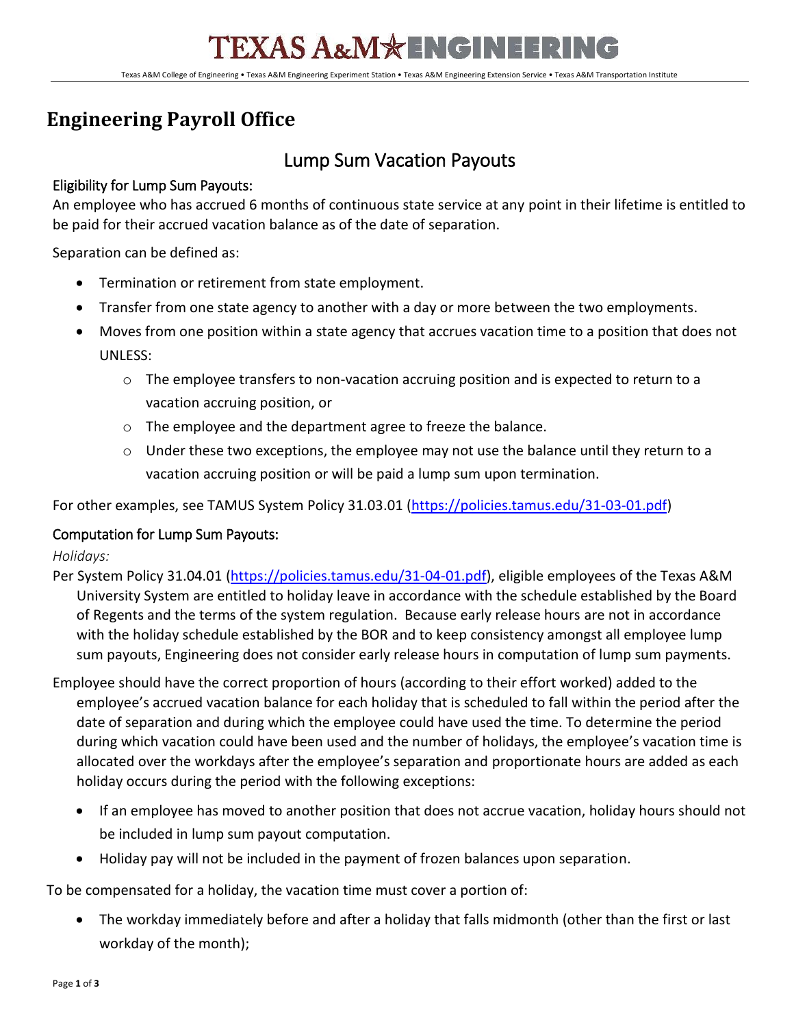# TEXAS A&M ENGINEERING

Texas A&M College of Engineering • Texas A&M Engineering Experiment Station • Texas A&M Engineering Extension Service • Texas A&M Transportation Institute

# Engineering Payroll Office

## Lump Sum Vacation Payouts

### Eligibility for Lump Sum Payouts:

An employee who has accrued 6 months of continuous state service at any point in their lifetime is entitled to be paid for their accrued vacation balance as of the date of separation.

Separation can be defined as:

- Termination or retirement from state employment.
- Transfer from one state agency to another with a day or more between the two employments.
- Moves from one position within a state agency that accrues vacation time to a position that does not UNLESS:
  - The employee transfers to non-vacation accruing position and is expected to return to a vacation accruing position, or
  - The employee and the department agree to freeze the balance.
  - Under these two exceptions, the employee may not use the balance until they return to a vacation accruing position or will be paid a lump sum upon termination.

For other examples, see TAMUS System Policy 31.03.01 (https://policies.tamus.edu/31-03-01.pdf)

### Computation for Lump Sum Payouts:

*Holidays:*

Per System Policy 31.04.01 (https://policies.tamus.edu/31-04-01.pdf), eligible employees of the Texas A&M University System are entitled to holiday leave in accordance with the schedule established by the Board of Regents and the terms of the system regulation. Because early release hours are not in accordance with the holiday schedule established by the BOR and to keep consistency amongst all employee lump sum payouts, Engineering does not consider early release hours in computation of lump sum payments.

Employee should have the correct proportion of hours (according to their effort worked) added to the employee's accrued vacation balance for each holiday that is scheduled to fall within the period after the date of separation and during which the employee could have used the time. To determine the period during which vacation could have been used and the number of holidays, the employee's vacation time is allocated over the workdays after the employee's separation and proportionate hours are added as each holiday occurs during the period with the following exceptions:

- If an employee has moved to another position that does not accrue vacation, holiday hours should not be included in lump sum payout computation.
- Holiday pay will not be included in the payment of frozen balances upon separation.

To be compensated for a holiday, the vacation time must cover a portion of:

- The workday immediately before and after a holiday that falls midmonth (other than the first or last workday of the month);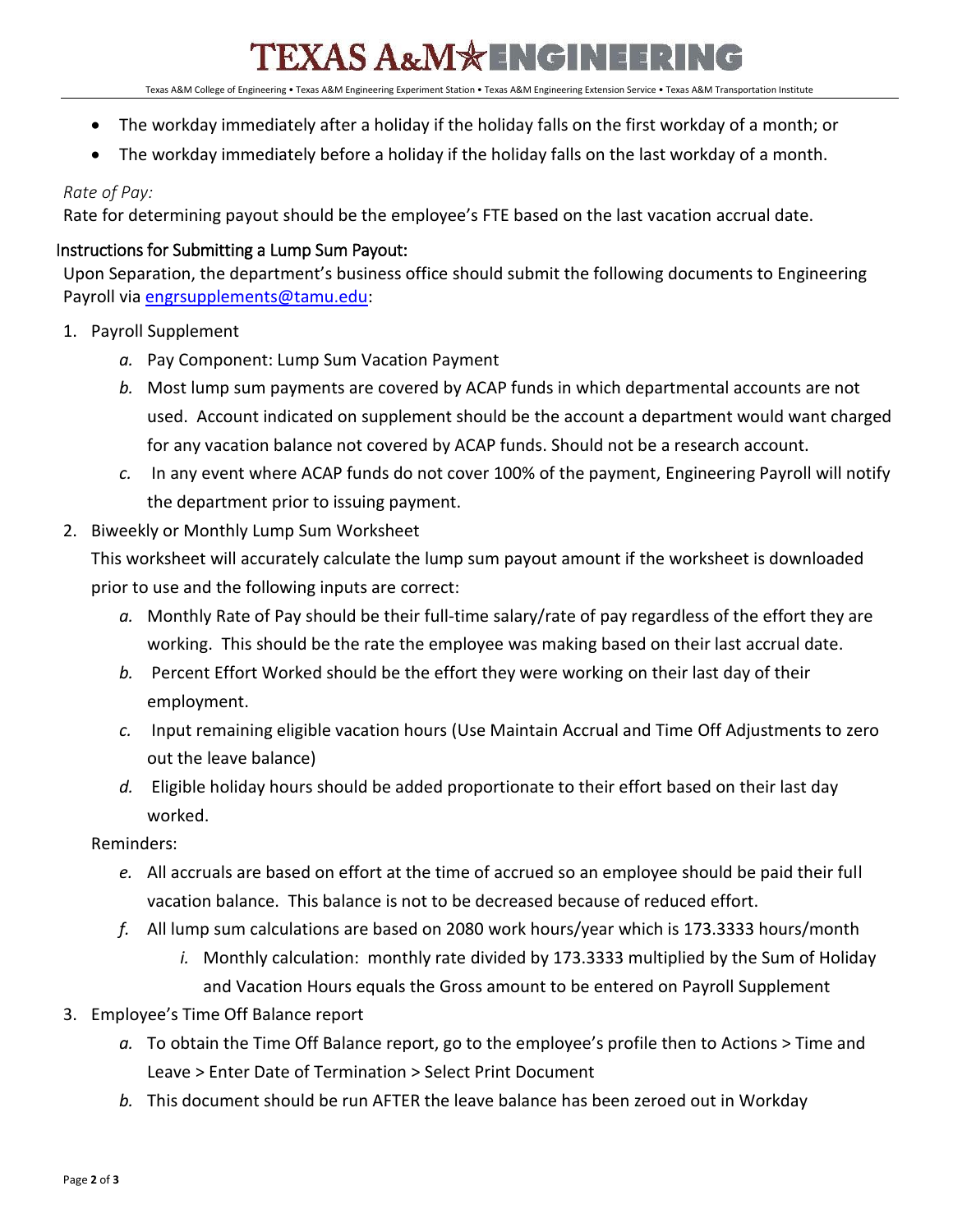- The workday immediately after a holiday if the holiday falls on the first workday of a month; or
- The workday immediately before a holiday if the holiday falls on the last workday of a month.

*Rate of Pay:*

Rate for determining payout should be the employee's FTE based on the last vacation accrual date.

### Instructions for Submitting a Lump Sum Payout:

Upon Separation, the department's business office should submit the following documents to Engineering Payroll via engrsupplements@tamu.edu:

1. Payroll Supplement
   - *a.* Pay Component: Lump Sum Vacation Payment
   - *b.* Most lump sum payments are covered by ACAP funds in which departmental accounts are not used. Account indicated on supplement should be the account a department would want charged for any vacation balance not covered by ACAP funds. Should not be a research account.
   - *c.* In any event where ACAP funds do not cover 100% of the payment, Engineering Payroll will notify the department prior to issuing payment.
2. Biweekly or Monthly Lump Sum Worksheet

   This worksheet will accurately calculate the lump sum payout amount if the worksheet is downloaded prior to use and the following inputs are correct:
   - *a.* Monthly Rate of Pay should be their full-time salary/rate of pay regardless of the effort they are working. This should be the rate the employee was making based on their last accrual date.
   - *b.* Percent Effort Worked should be the effort they were working on their last day of their employment.
   - *c.* Input remaining eligible vacation hours (Use Maintain Accrual and Time Off Adjustments to zero out the leave balance)
   - *d.* Eligible holiday hours should be added proportionate to their effort based on their last day worked.

   Reminders:
   - *e.* All accruals are based on effort at the time of accrued so an employee should be paid their full vacation balance. This balance is not to be decreased because of reduced effort.
   - *f.* All lump sum calculations are based on 2080 work hours/year which is 173.3333 hours/month
     - *i.* Monthly calculation: monthly rate divided by 173.3333 multiplied by the Sum of Holiday and Vacation Hours equals the Gross amount to be entered on Payroll Supplement
3. Employee's Time Off Balance report
   - *a.* To obtain the Time Off Balance report, go to the employee's profile then to Actions > Time and Leave > Enter Date of Termination > Select Print Document
   - *b.* This document should be run AFTER the leave balance has been zeroed out in Workday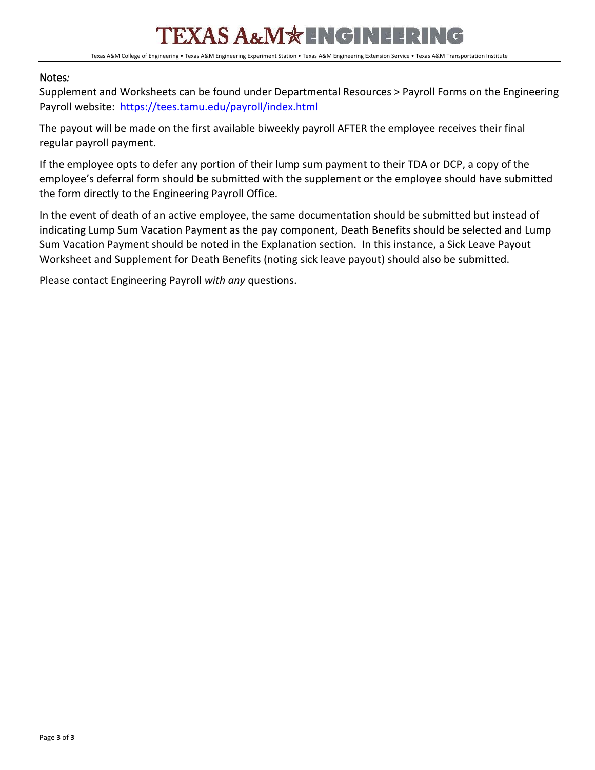Notes*:*

Supplement and Worksheets can be found under Departmental Resources > Payroll Forms on the Engineering Payroll website: [https://tees.tamu.edu/payroll/index.html](https://tees.tamu.edu/payroll/index.html)

The payout will be made on the first available biweekly payroll AFTER the employee receives their final regular payroll payment.

If the employee opts to defer any portion of their lump sum payment to their TDA or DCP, a copy of the employee's deferral form should be submitted with the supplement or the employee should have submitted the form directly to the Engineering Payroll Office.

In the event of death of an active employee, the same documentation should be submitted but instead of indicating Lump Sum Vacation Payment as the pay component, Death Benefits should be selected and Lump Sum Vacation Payment should be noted in the Explanation section. In this instance, a Sick Leave Payout Worksheet and Supplement for Death Benefits (noting sick leave payout) should also be submitted.

Please contact Engineering Payroll *with any* questions.